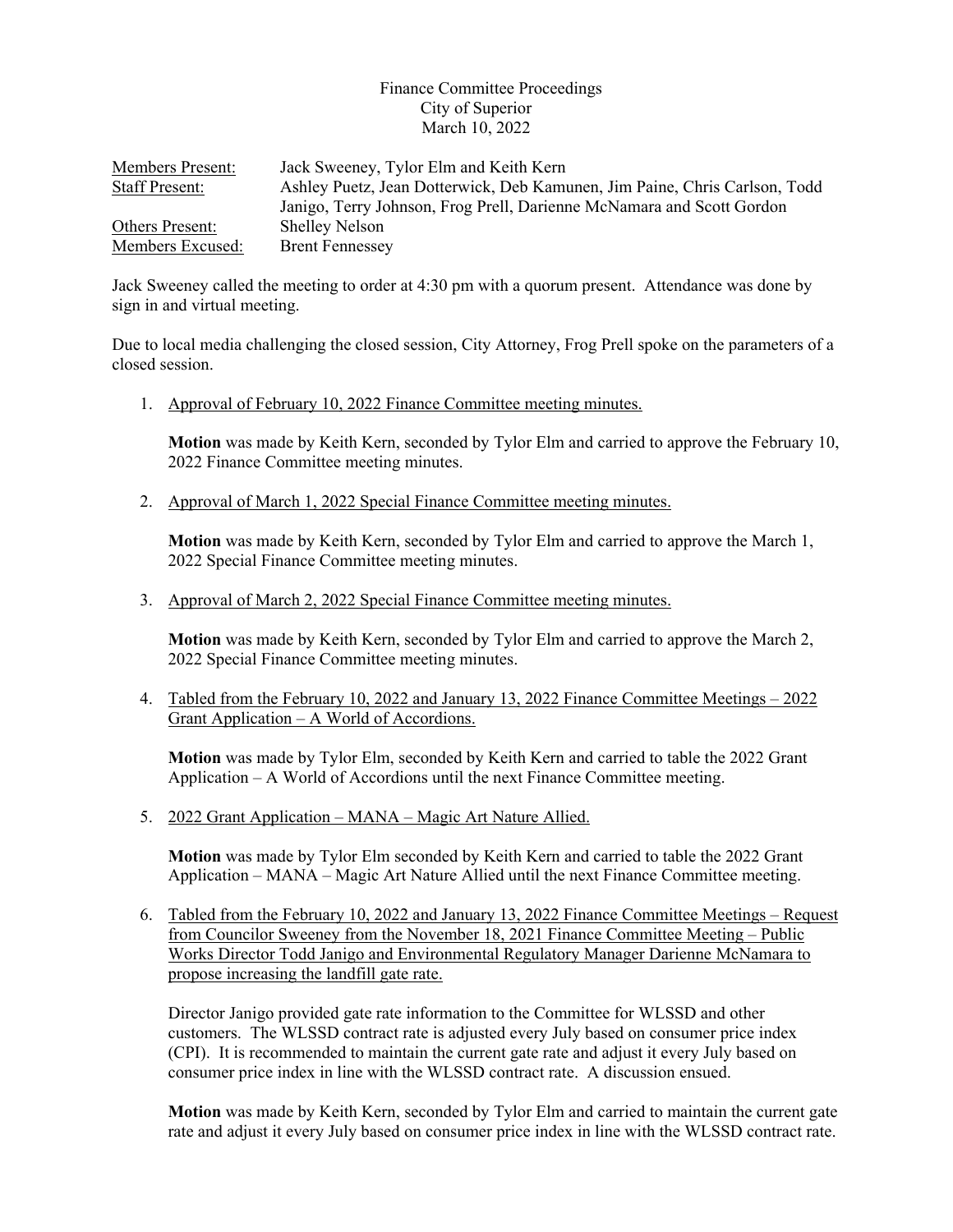Finance Committee Proceedings
City of Superior
March 10, 2022

| | |
|---|---|
| Members Present: | Jack Sweeney, Tylor Elm and Keith Kern |
| Staff Present: | Ashley Puetz, Jean Dotterwick, Deb Kamunen, Jim Paine, Chris Carlson, Todd Janigo, Terry Johnson, Frog Prell, Darienne McNamara and Scott Gordon |
| Others Present: | Shelley Nelson |
| Members Excused: | Brent Fennessey |

Jack Sweeney called the meeting to order at 4:30 pm with a quorum present. Attendance was done by sign in and virtual meeting.

Due to local media challenging the closed session, City Attorney, Frog Prell spoke on the parameters of a closed session.

1. Approval of February 10, 2022 Finance Committee meeting minutes.

   **Motion** was made by Keith Kern, seconded by Tylor Elm and carried to approve the February 10, 2022 Finance Committee meeting minutes.

2. Approval of March 1, 2022 Special Finance Committee meeting minutes.

   **Motion** was made by Keith Kern, seconded by Tylor Elm and carried to approve the March 1, 2022 Special Finance Committee meeting minutes.

3. Approval of March 2, 2022 Special Finance Committee meeting minutes.

   **Motion** was made by Keith Kern, seconded by Tylor Elm and carried to approve the March 2, 2022 Special Finance Committee meeting minutes.

4. Tabled from the February 10, 2022 and January 13, 2022 Finance Committee Meetings – 2022 Grant Application – A World of Accordions.

   **Motion** was made by Tylor Elm, seconded by Keith Kern and carried to table the 2022 Grant Application – A World of Accordions until the next Finance Committee meeting.

5. 2022 Grant Application – MANA – Magic Art Nature Allied.

   **Motion** was made by Tylor Elm seconded by Keith Kern and carried to table the 2022 Grant Application – MANA – Magic Art Nature Allied until the next Finance Committee meeting.

6. Tabled from the February 10, 2022 and January 13, 2022 Finance Committee Meetings – Request from Councilor Sweeney from the November 18, 2021 Finance Committee Meeting – Public Works Director Todd Janigo and Environmental Regulatory Manager Darienne McNamara to propose increasing the landfill gate rate.

   Director Janigo provided gate rate information to the Committee for WLSSD and other customers. The WLSSD contract rate is adjusted every July based on consumer price index (CPI). It is recommended to maintain the current gate rate and adjust it every July based on consumer price index in line with the WLSSD contract rate. A discussion ensued.

   **Motion** was made by Keith Kern, seconded by Tylor Elm and carried to maintain the current gate rate and adjust it every July based on consumer price index in line with the WLSSD contract rate.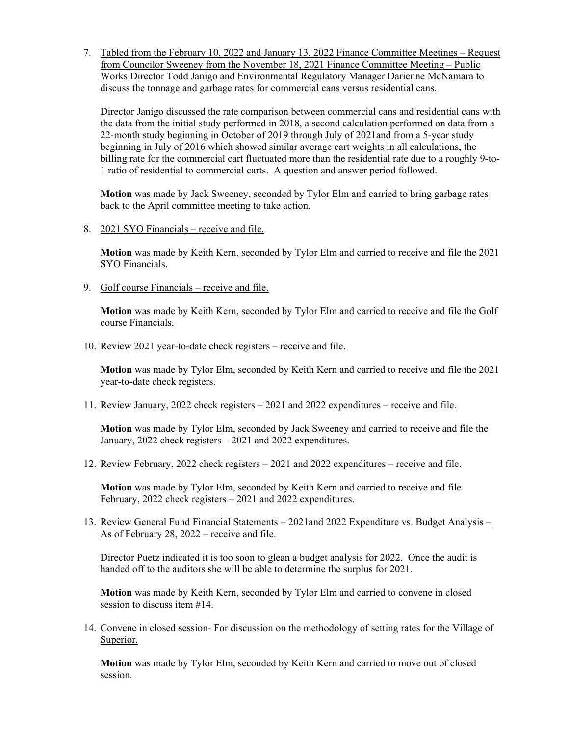7. Tabled from the February 10, 2022 and January 13, 2022 Finance Committee Meetings – Request from Councilor Sweeney from the November 18, 2021 Finance Committee Meeting – Public Works Director Todd Janigo and Environmental Regulatory Manager Darienne McNamara to discuss the tonnage and garbage rates for commercial cans versus residential cans.

   Director Janigo discussed the rate comparison between commercial cans and residential cans with the data from the initial study performed in 2018, a second calculation performed on data from a 22-month study beginning in October of 2019 through July of 2021and from a 5-year study beginning in July of 2016 which showed similar average cart weights in all calculations, the billing rate for the commercial cart fluctuated more than the residential rate due to a roughly 9-to-1 ratio of residential to commercial carts. A question and answer period followed.

   **Motion** was made by Jack Sweeney, seconded by Tylor Elm and carried to bring garbage rates back to the April committee meeting to take action.

8. 2021 SYO Financials – receive and file.

   **Motion** was made by Keith Kern, seconded by Tylor Elm and carried to receive and file the 2021 SYO Financials.

9. Golf course Financials – receive and file.

   **Motion** was made by Keith Kern, seconded by Tylor Elm and carried to receive and file the Golf course Financials.

10. Review 2021 year-to-date check registers – receive and file.

    **Motion** was made by Tylor Elm, seconded by Keith Kern and carried to receive and file the 2021 year-to-date check registers.

11. Review January, 2022 check registers – 2021 and 2022 expenditures – receive and file.

    **Motion** was made by Tylor Elm, seconded by Jack Sweeney and carried to receive and file the January, 2022 check registers – 2021 and 2022 expenditures.

12. Review February, 2022 check registers – 2021 and 2022 expenditures – receive and file.

    **Motion** was made by Tylor Elm, seconded by Keith Kern and carried to receive and file February, 2022 check registers – 2021 and 2022 expenditures.

13. Review General Fund Financial Statements – 2021and 2022 Expenditure vs. Budget Analysis – As of February 28, 2022 – receive and file.

    Director Puetz indicated it is too soon to glean a budget analysis for 2022. Once the audit is handed off to the auditors she will be able to determine the surplus for 2021.

    **Motion** was made by Keith Kern, seconded by Tylor Elm and carried to convene in closed session to discuss item #14.

14. Convene in closed session- For discussion on the methodology of setting rates for the Village of Superior.

    **Motion** was made by Tylor Elm, seconded by Keith Kern and carried to move out of closed session.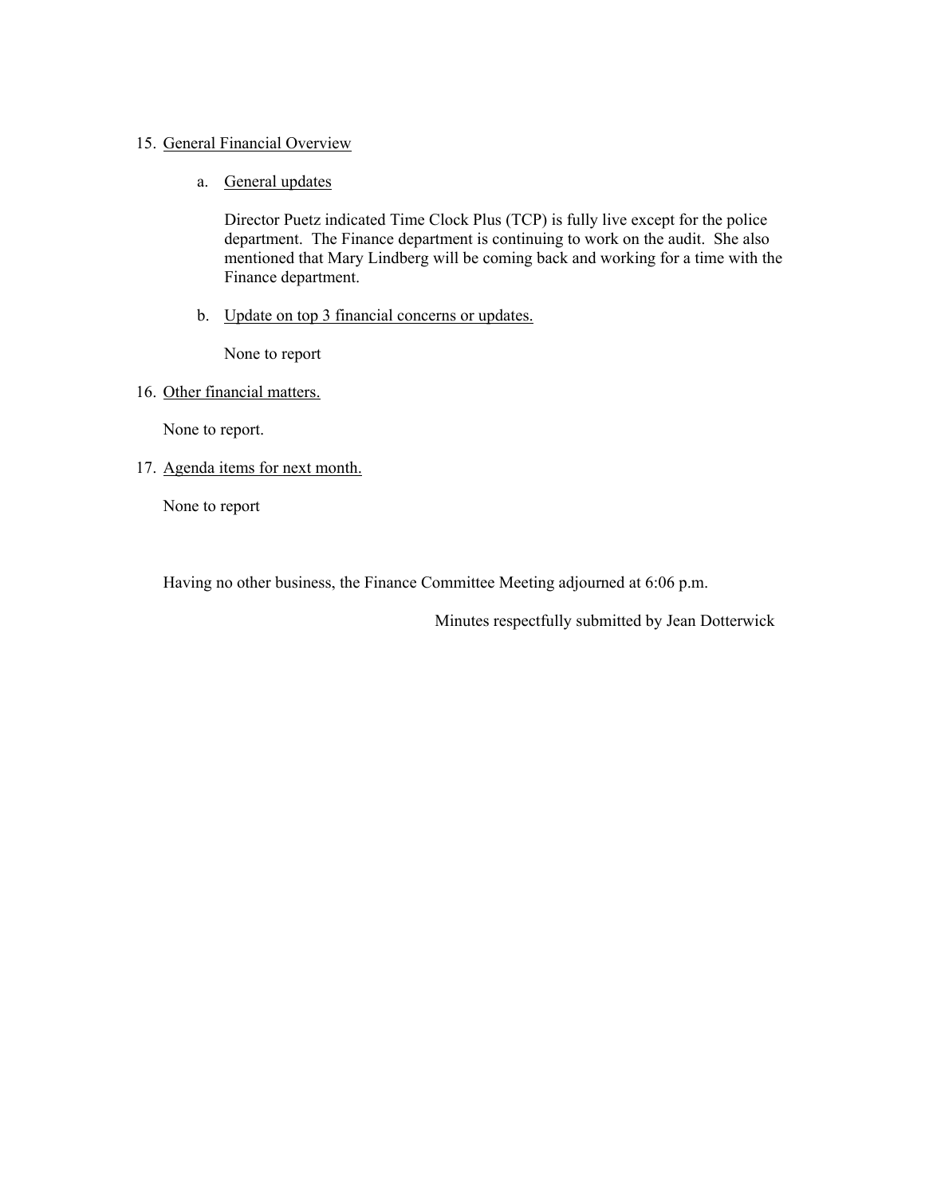15. <u>General Financial Overview</u>

    a. <u>General updates</u>

       Director Puetz indicated Time Clock Plus (TCP) is fully live except for the police department. The Finance department is continuing to work on the audit. She also mentioned that Mary Lindberg will be coming back and working for a time with the Finance department.

    b. <u>Update on top 3 financial concerns or updates.</u>

       None to report

16. <u>Other financial matters.</u>

    None to report.

17. <u>Agenda items for next month.</u>

    None to report

Having no other business, the Finance Committee Meeting adjourned at 6:06 p.m.

Minutes respectfully submitted by Jean Dotterwick